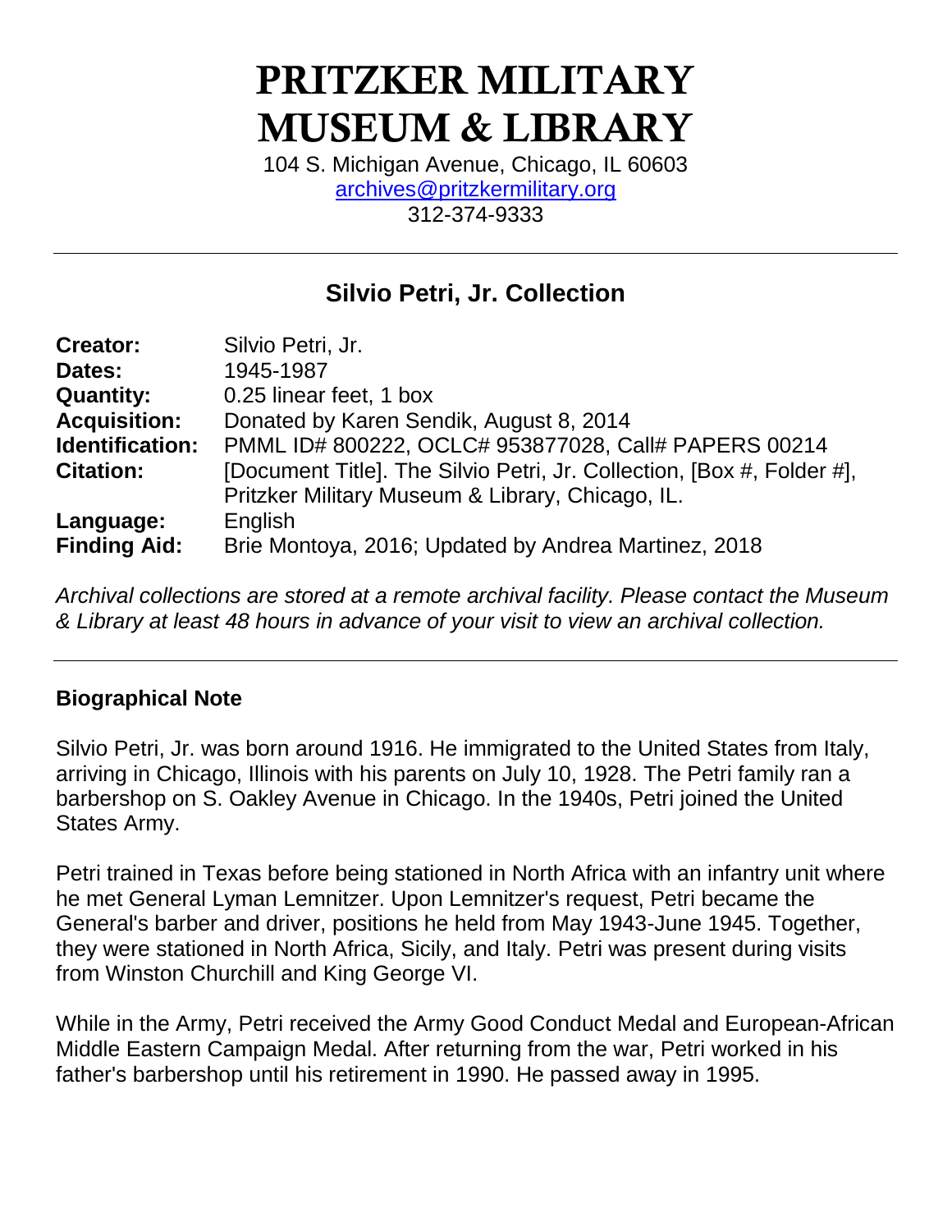# PRITZKER MILITARY MUSEUM & LIBRARY

104 S. Michigan Avenue, Chicago, IL 60603
archives@pritzkermilitary.org
312-374-9333

---

## Silvio Petri, Jr. Collection

| | |
|---|---|
| **Creator:** | Silvio Petri, Jr. |
| **Dates:** | 1945-1987 |
| **Quantity:** | 0.25 linear feet, 1 box |
| **Acquisition:** | Donated by Karen Sendik, August 8, 2014 |
| **Identification:** | PMML ID# 800222, OCLC# 953877028, Call# PAPERS 00214 |
| **Citation:** | [Document Title]. The Silvio Petri, Jr. Collection, [Box #, Folder #], Pritzker Military Museum & Library, Chicago, IL. |
| **Language:** | English |
| **Finding Aid:** | Brie Montoya, 2016; Updated by Andrea Martinez, 2018 |

*Archival collections are stored at a remote archival facility. Please contact the Museum & Library at least 48 hours in advance of your visit to view an archival collection.*

---

### Biographical Note

Silvio Petri, Jr. was born around 1916. He immigrated to the United States from Italy, arriving in Chicago, Illinois with his parents on July 10, 1928. The Petri family ran a barbershop on S. Oakley Avenue in Chicago. In the 1940s, Petri joined the United States Army.

Petri trained in Texas before being stationed in North Africa with an infantry unit where he met General Lyman Lemnitzer. Upon Lemnitzer's request, Petri became the General's barber and driver, positions he held from May 1943-June 1945. Together, they were stationed in North Africa, Sicily, and Italy. Petri was present during visits from Winston Churchill and King George VI.

While in the Army, Petri received the Army Good Conduct Medal and European-African Middle Eastern Campaign Medal. After returning from the war, Petri worked in his father's barbershop until his retirement in 1990. He passed away in 1995.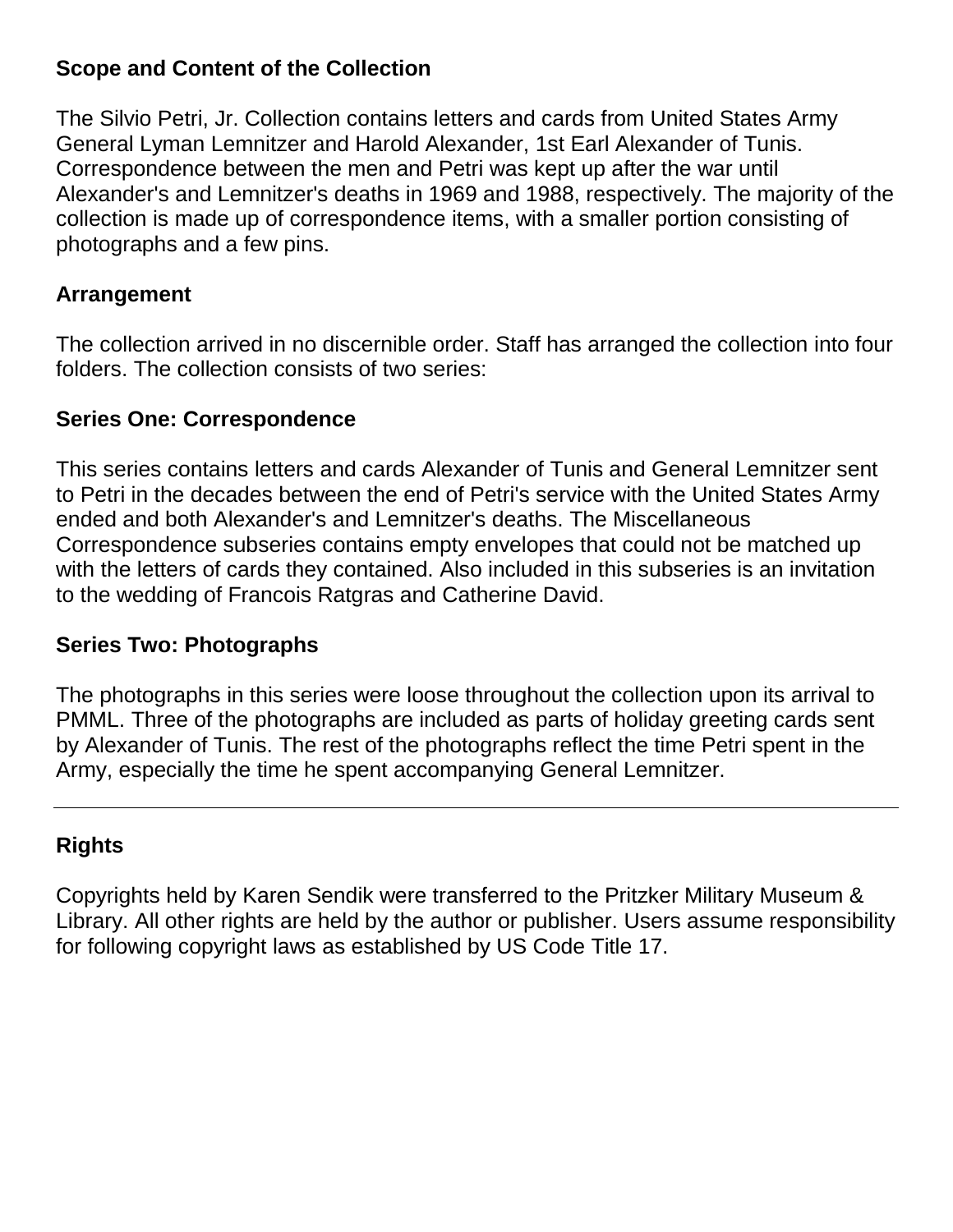## Scope and Content of the Collection

The Silvio Petri, Jr. Collection contains letters and cards from United States Army General Lyman Lemnitzer and Harold Alexander, 1st Earl Alexander of Tunis. Correspondence between the men and Petri was kept up after the war until Alexander's and Lemnitzer's deaths in 1969 and 1988, respectively. The majority of the collection is made up of correspondence items, with a smaller portion consisting of photographs and a few pins.

## Arrangement

The collection arrived in no discernible order. Staff has arranged the collection into four folders. The collection consists of two series:

### Series One: Correspondence

This series contains letters and cards Alexander of Tunis and General Lemnitzer sent to Petri in the decades between the end of Petri's service with the United States Army ended and both Alexander's and Lemnitzer's deaths. The Miscellaneous Correspondence subseries contains empty envelopes that could not be matched up with the letters of cards they contained. Also included in this subseries is an invitation to the wedding of Francois Ratgras and Catherine David.

### Series Two: Photographs

The photographs in this series were loose throughout the collection upon its arrival to PMML. Three of the photographs are included as parts of holiday greeting cards sent by Alexander of Tunis. The rest of the photographs reflect the time Petri spent in the Army, especially the time he spent accompanying General Lemnitzer.

---

## Rights

Copyrights held by Karen Sendik were transferred to the Pritzker Military Museum & Library. All other rights are held by the author or publisher. Users assume responsibility for following copyright laws as established by US Code Title 17.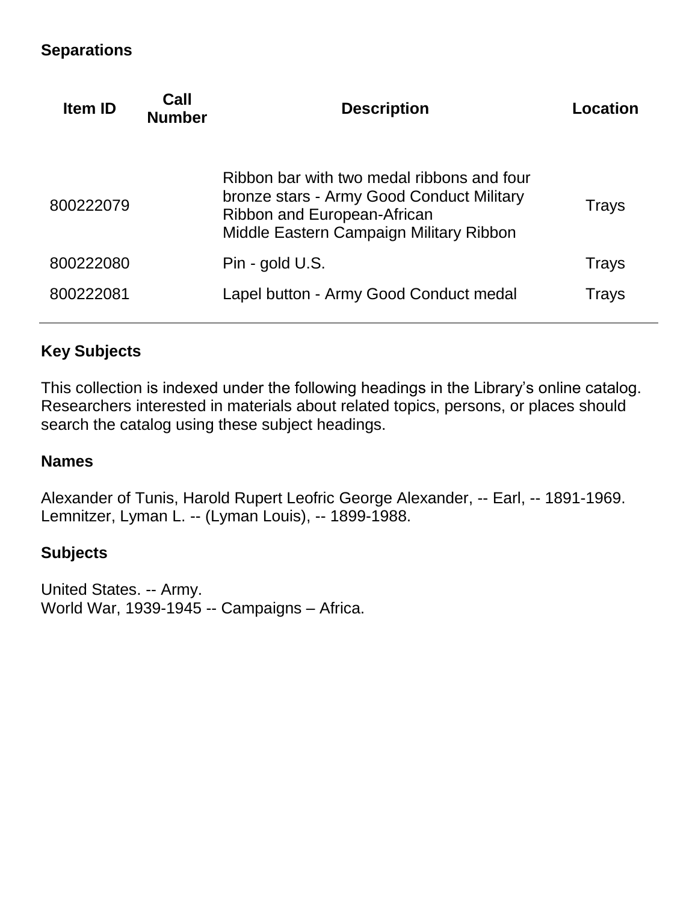### Separations

| Item ID | Call Number | Description | Location |
|---|---|---|---|
| 800222079 | | Ribbon bar with two medal ribbons and four bronze stars - Army Good Conduct Military Ribbon and European-African Middle Eastern Campaign Military Ribbon | Trays |
| 800222080 | | Pin - gold U.S. | Trays |
| 800222081 | | Lapel button - Army Good Conduct medal | Trays |

### Key Subjects

This collection is indexed under the following headings in the Library's online catalog. Researchers interested in materials about related topics, persons, or places should search the catalog using these subject headings.

#### Names

Alexander of Tunis, Harold Rupert Leofric George Alexander, -- Earl, -- 1891-1969.
Lemnitzer, Lyman L. -- (Lyman Louis), -- 1899-1988.

#### Subjects

United States. -- Army.
World War, 1939-1945 -- Campaigns – Africa.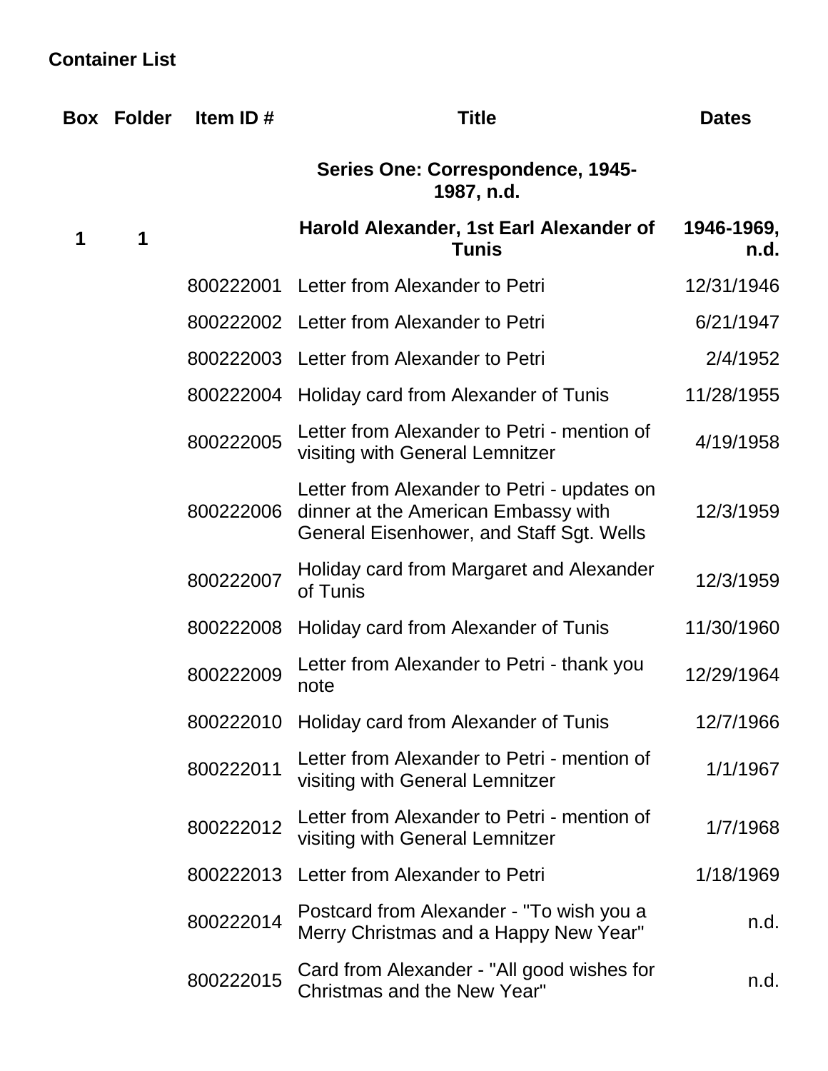## Container List

| Box | Folder | Item ID # | Title | Dates |
|---|---|---|---|---|
| | | | **Series One: Correspondence, 1945-1987, n.d.** | |
| **1** | **1** | | **Harold Alexander, 1st Earl Alexander of Tunis** | **1946-1969, n.d.** |
| | | 800222001 | Letter from Alexander to Petri | 12/31/1946 |
| | | 800222002 | Letter from Alexander to Petri | 6/21/1947 |
| | | 800222003 | Letter from Alexander to Petri | 2/4/1952 |
| | | 800222004 | Holiday card from Alexander of Tunis | 11/28/1955 |
| | | 800222005 | Letter from Alexander to Petri - mention of visiting with General Lemnitzer | 4/19/1958 |
| | | 800222006 | Letter from Alexander to Petri - updates on dinner at the American Embassy with General Eisenhower, and Staff Sgt. Wells | 12/3/1959 |
| | | 800222007 | Holiday card from Margaret and Alexander of Tunis | 12/3/1959 |
| | | 800222008 | Holiday card from Alexander of Tunis | 11/30/1960 |
| | | 800222009 | Letter from Alexander to Petri - thank you note | 12/29/1964 |
| | | 800222010 | Holiday card from Alexander of Tunis | 12/7/1966 |
| | | 800222011 | Letter from Alexander to Petri - mention of visiting with General Lemnitzer | 1/1/1967 |
| | | 800222012 | Letter from Alexander to Petri - mention of visiting with General Lemnitzer | 1/7/1968 |
| | | 800222013 | Letter from Alexander to Petri | 1/18/1969 |
| | | 800222014 | Postcard from Alexander - "To wish you a Merry Christmas and a Happy New Year" | n.d. |
| | | 800222015 | Card from Alexander - "All good wishes for Christmas and the New Year" | n.d. |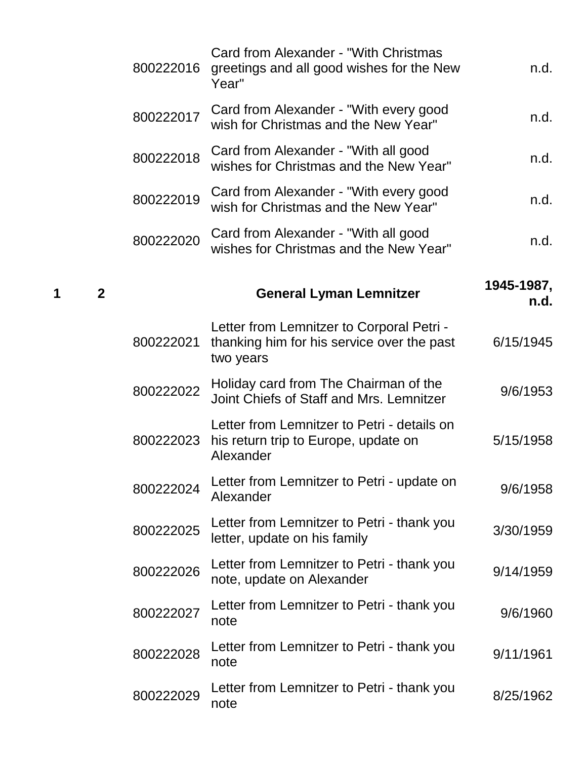| Box | Folder | ID | Description | Date |
|---|---|---|---|---|
| | | 800222016 | Card from Alexander - "With Christmas greetings and all good wishes for the New Year" | n.d. |
| | | 800222017 | Card from Alexander - "With every good wish for Christmas and the New Year" | n.d. |
| | | 800222018 | Card from Alexander - "With all good wishes for Christmas and the New Year" | n.d. |
| | | 800222019 | Card from Alexander - "With every good wish for Christmas and the New Year" | n.d. |
| | | 800222020 | Card from Alexander - "With all good wishes for Christmas and the New Year" | n.d. |
| **1** | **2** | | **General Lyman Lemnitzer** | **1945-1987, n.d.** |
| | | 800222021 | Letter from Lemnitzer to Corporal Petri - thanking him for his service over the past two years | 6/15/1945 |
| | | 800222022 | Holiday card from The Chairman of the Joint Chiefs of Staff and Mrs. Lemnitzer | 9/6/1953 |
| | | 800222023 | Letter from Lemnitzer to Petri - details on his return trip to Europe, update on Alexander | 5/15/1958 |
| | | 800222024 | Letter from Lemnitzer to Petri - update on Alexander | 9/6/1958 |
| | | 800222025 | Letter from Lemnitzer to Petri - thank you letter, update on his family | 3/30/1959 |
| | | 800222026 | Letter from Lemnitzer to Petri - thank you note, update on Alexander | 9/14/1959 |
| | | 800222027 | Letter from Lemnitzer to Petri - thank you note | 9/6/1960 |
| | | 800222028 | Letter from Lemnitzer to Petri - thank you note | 9/11/1961 |
| | | 800222029 | Letter from Lemnitzer to Petri - thank you note | 8/25/1962 |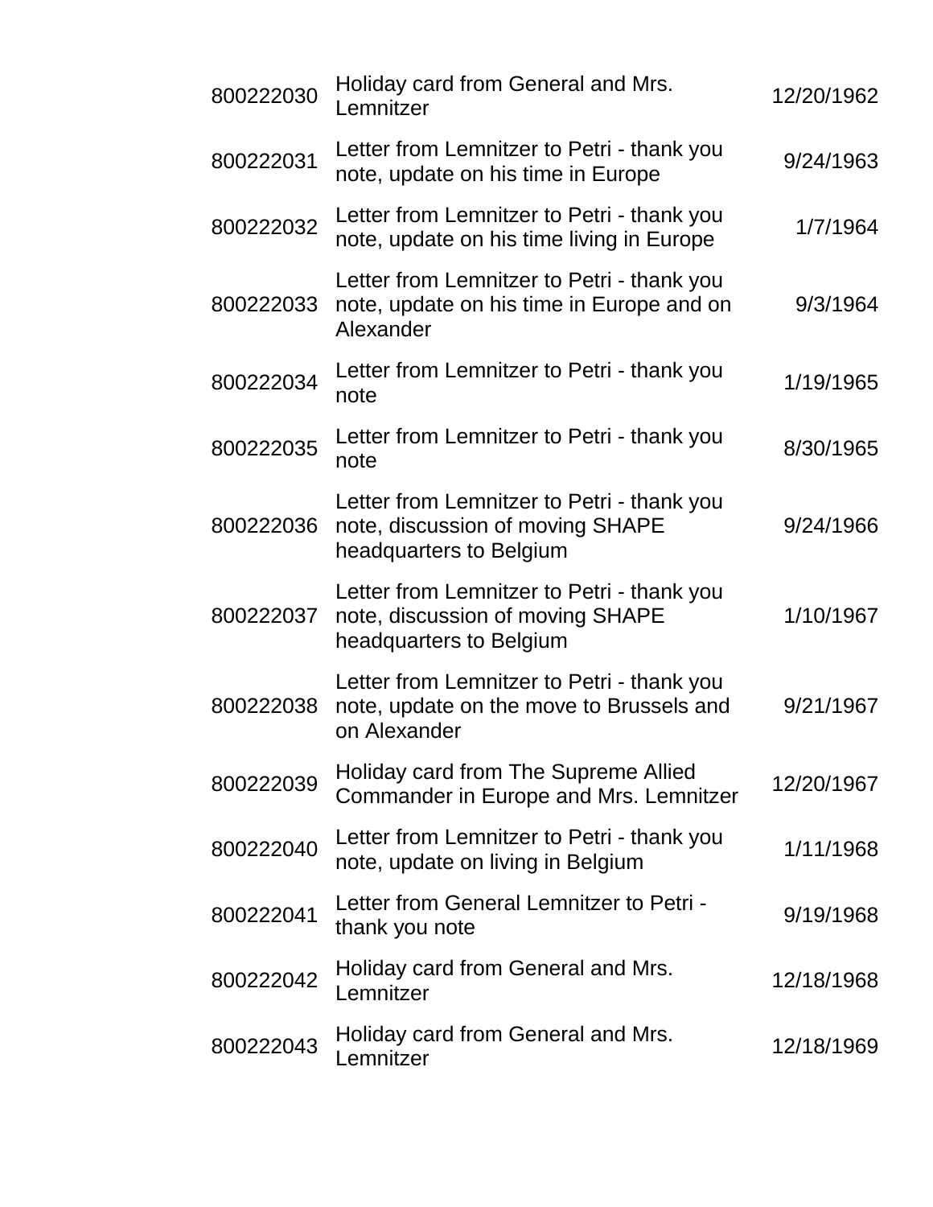| | | |
|---|---|---|
| 800222030 | Holiday card from General and Mrs. Lemnitzer | 12/20/1962 |
| 800222031 | Letter from Lemnitzer to Petri - thank you note, update on his time in Europe | 9/24/1963 |
| 800222032 | Letter from Lemnitzer to Petri - thank you note, update on his time living in Europe | 1/7/1964 |
| 800222033 | Letter from Lemnitzer to Petri - thank you note, update on his time in Europe and on Alexander | 9/3/1964 |
| 800222034 | Letter from Lemnitzer to Petri - thank you note | 1/19/1965 |
| 800222035 | Letter from Lemnitzer to Petri - thank you note | 8/30/1965 |
| 800222036 | Letter from Lemnitzer to Petri - thank you note, discussion of moving SHAPE headquarters to Belgium | 9/24/1966 |
| 800222037 | Letter from Lemnitzer to Petri - thank you note, discussion of moving SHAPE headquarters to Belgium | 1/10/1967 |
| 800222038 | Letter from Lemnitzer to Petri - thank you note, update on the move to Brussels and on Alexander | 9/21/1967 |
| 800222039 | Holiday card from The Supreme Allied Commander in Europe and Mrs. Lemnitzer | 12/20/1967 |
| 800222040 | Letter from Lemnitzer to Petri - thank you note, update on living in Belgium | 1/11/1968 |
| 800222041 | Letter from General Lemnitzer to Petri - thank you note | 9/19/1968 |
| 800222042 | Holiday card from General and Mrs. Lemnitzer | 12/18/1968 |
| 800222043 | Holiday card from General and Mrs. Lemnitzer | 12/18/1969 |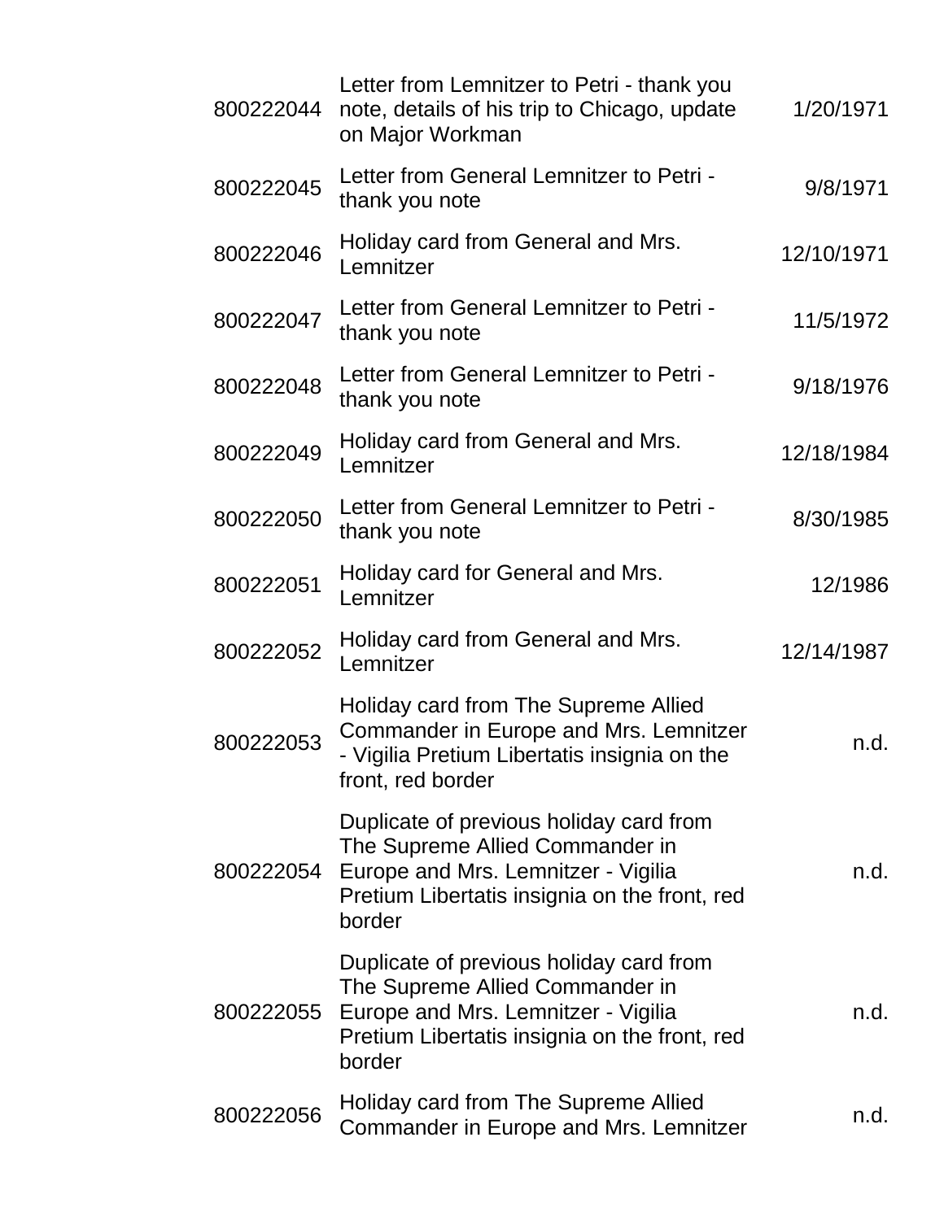| | | |
|---|---|---|
| 800222044 | Letter from Lemnitzer to Petri - thank you note, details of his trip to Chicago, update on Major Workman | 1/20/1971 |
| 800222045 | Letter from General Lemnitzer to Petri - thank you note | 9/8/1971 |
| 800222046 | Holiday card from General and Mrs. Lemnitzer | 12/10/1971 |
| 800222047 | Letter from General Lemnitzer to Petri - thank you note | 11/5/1972 |
| 800222048 | Letter from General Lemnitzer to Petri - thank you note | 9/18/1976 |
| 800222049 | Holiday card from General and Mrs. Lemnitzer | 12/18/1984 |
| 800222050 | Letter from General Lemnitzer to Petri - thank you note | 8/30/1985 |
| 800222051 | Holiday card for General and Mrs. Lemnitzer | 12/1986 |
| 800222052 | Holiday card from General and Mrs. Lemnitzer | 12/14/1987 |
| 800222053 | Holiday card from The Supreme Allied Commander in Europe and Mrs. Lemnitzer - Vigilia Pretium Libertatis insignia on the front, red border | n.d. |
| 800222054 | Duplicate of previous holiday card from The Supreme Allied Commander in Europe and Mrs. Lemnitzer - Vigilia Pretium Libertatis insignia on the front, red border | n.d. |
| 800222055 | Duplicate of previous holiday card from The Supreme Allied Commander in Europe and Mrs. Lemnitzer - Vigilia Pretium Libertatis insignia on the front, red border | n.d. |
| 800222056 | Holiday card from The Supreme Allied Commander in Europe and Mrs. Lemnitzer | n.d. |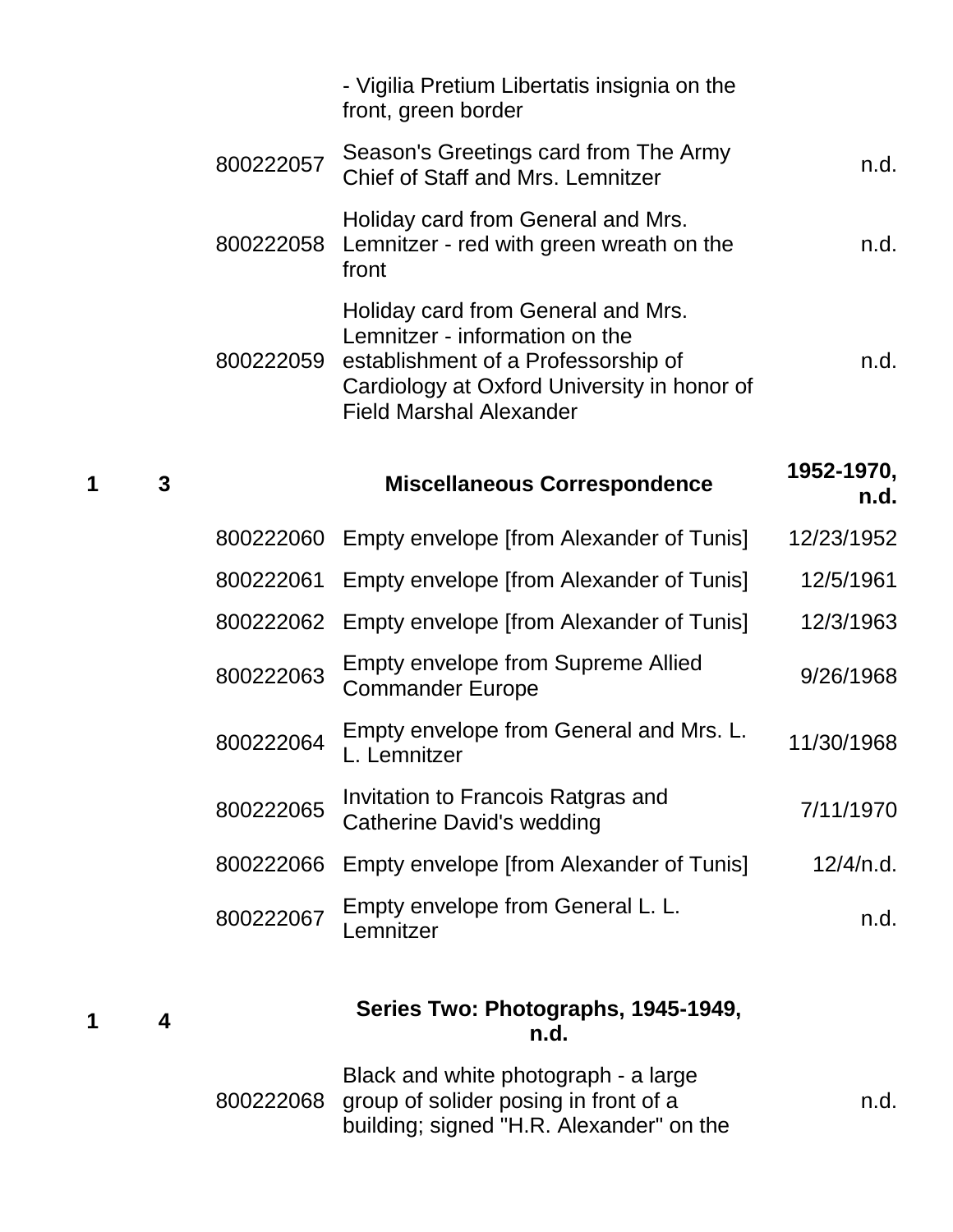| Box | Folder | Item ID | Description | Date |
|---|---|---|---|---|
| | | | - Vigilia Pretium Libertatis insignia on the front, green border | |
| | | 800222057 | Season's Greetings card from The Army Chief of Staff and Mrs. Lemnitzer | n.d. |
| | | 800222058 | Holiday card from General and Mrs. Lemnitzer - red with green wreath on the front | n.d. |
| | | 800222059 | Holiday card from General and Mrs. Lemnitzer - information on the establishment of a Professorship of Cardiology at Oxford University in honor of Field Marshal Alexander | n.d. |
| **1** | **3** | | **Miscellaneous Correspondence** | **1952-1970, n.d.** |
| | | 800222060 | Empty envelope [from Alexander of Tunis] | 12/23/1952 |
| | | 800222061 | Empty envelope [from Alexander of Tunis] | 12/5/1961 |
| | | 800222062 | Empty envelope [from Alexander of Tunis] | 12/3/1963 |
| | | 800222063 | Empty envelope from Supreme Allied Commander Europe | 9/26/1968 |
| | | 800222064 | Empty envelope from General and Mrs. L. L. Lemnitzer | 11/30/1968 |
| | | 800222065 | Invitation to Francois Ratgras and Catherine David's wedding | 7/11/1970 |
| | | 800222066 | Empty envelope [from Alexander of Tunis] | 12/4/n.d. |
| | | 800222067 | Empty envelope from General L. L. Lemnitzer | n.d. |
| **1** | **4** | | **Series Two: Photographs, 1945-1949, n.d.** | |
| | | 800222068 | Black and white photograph - a large group of solider posing in front of a building; signed "H.R. Alexander" on the | n.d. |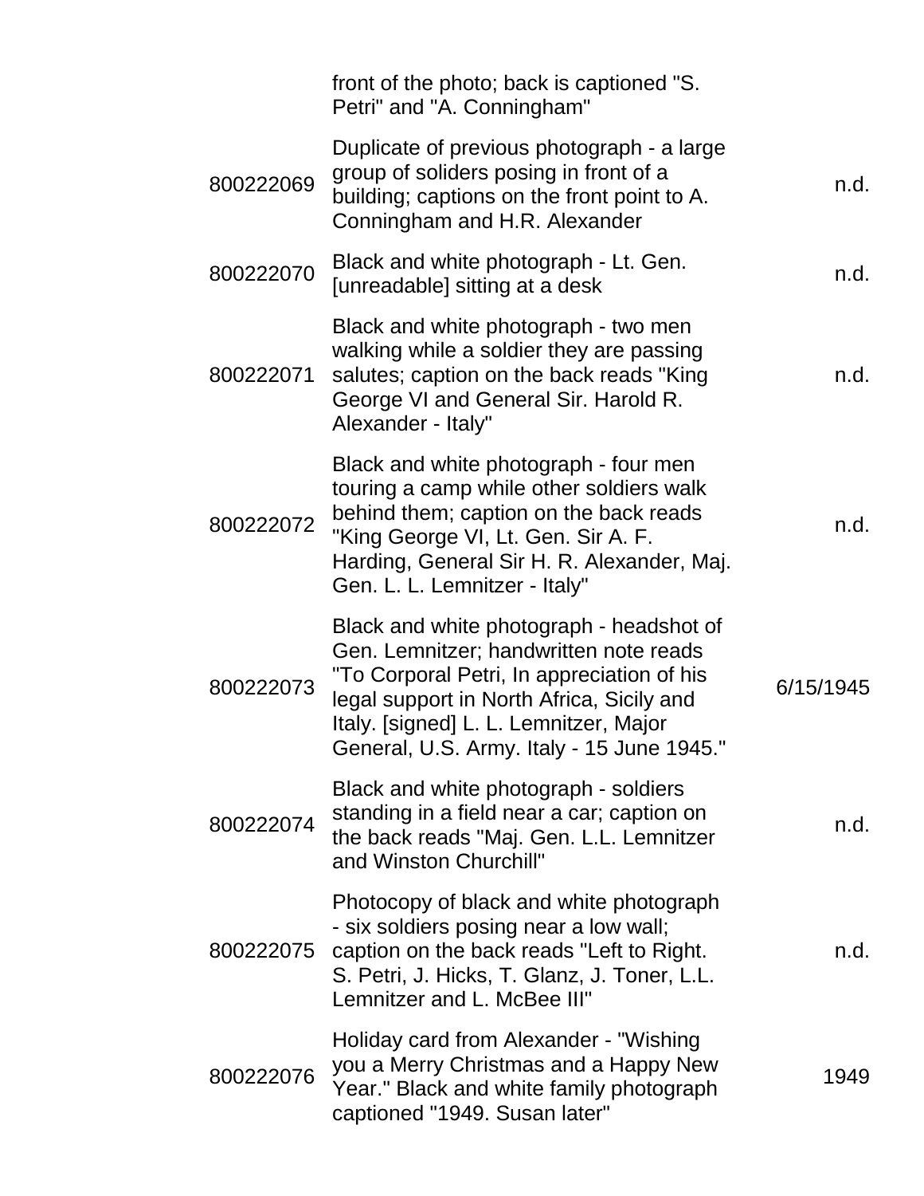|  | front of the photo; back is captioned "S. Petri" and "A. Conningham" |  |
|---|---|---|
| 800222069 | Duplicate of previous photograph - a large group of soliders posing in front of a building; captions on the front point to A. Conningham and H.R. Alexander | n.d. |
| 800222070 | Black and white photograph - Lt. Gen. [unreadable] sitting at a desk | n.d. |
| 800222071 | Black and white photograph - two men walking while a soldier they are passing salutes; caption on the back reads "King George VI and General Sir. Harold R. Alexander - Italy" | n.d. |
| 800222072 | Black and white photograph - four men touring a camp while other soldiers walk behind them; caption on the back reads "King George VI, Lt. Gen. Sir A. F. Harding, General Sir H. R. Alexander, Maj. Gen. L. L. Lemnitzer - Italy" | n.d. |
| 800222073 | Black and white photograph - headshot of Gen. Lemnitzer; handwritten note reads "To Corporal Petri, In appreciation of his legal support in North Africa, Sicily and Italy. [signed] L. L. Lemnitzer, Major General, U.S. Army. Italy - 15 June 1945." | 6/15/1945 |
| 800222074 | Black and white photograph - soldiers standing in a field near a car; caption on the back reads "Maj. Gen. L.L. Lemnitzer and Winston Churchill" | n.d. |
| 800222075 | Photocopy of black and white photograph - six soldiers posing near a low wall; caption on the back reads "Left to Right. S. Petri, J. Hicks, T. Glanz, J. Toner, L.L. Lemnitzer and L. McBee III" | n.d. |
| 800222076 | Holiday card from Alexander - "Wishing you a Merry Christmas and a Happy New Year." Black and white family photograph captioned "1949. Susan later" | 1949 |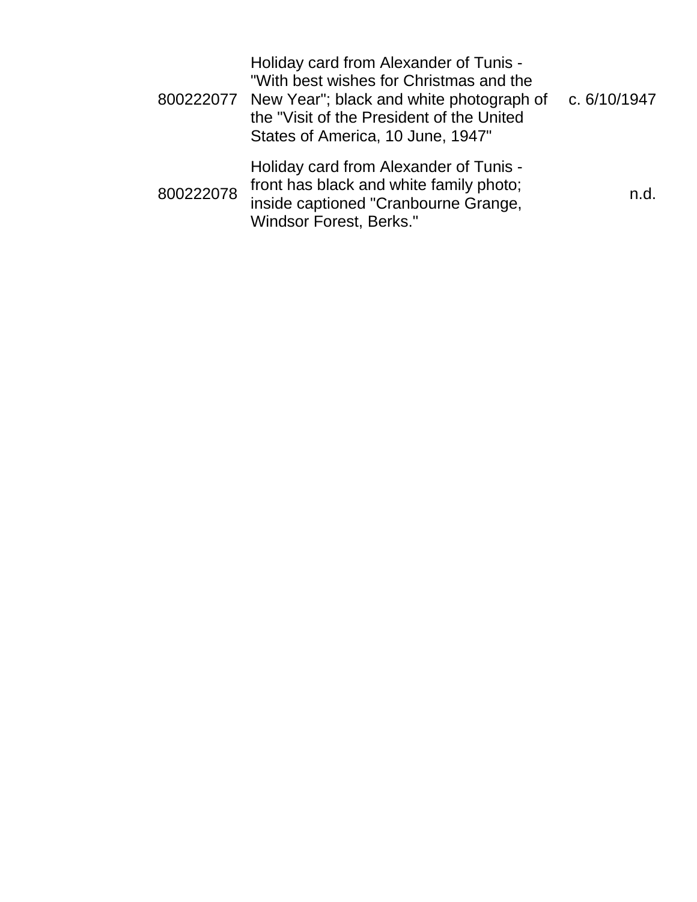| | | |
|---|---|---|
| 800222077 | Holiday card from Alexander of Tunis - "With best wishes for Christmas and the New Year"; black and white photograph of the "Visit of the President of the United States of America, 10 June, 1947" | c. 6/10/1947 |
| 800222078 | Holiday card from Alexander of Tunis - front has black and white family photo; inside captioned "Cranbourne Grange, Windsor Forest, Berks." | n.d. |